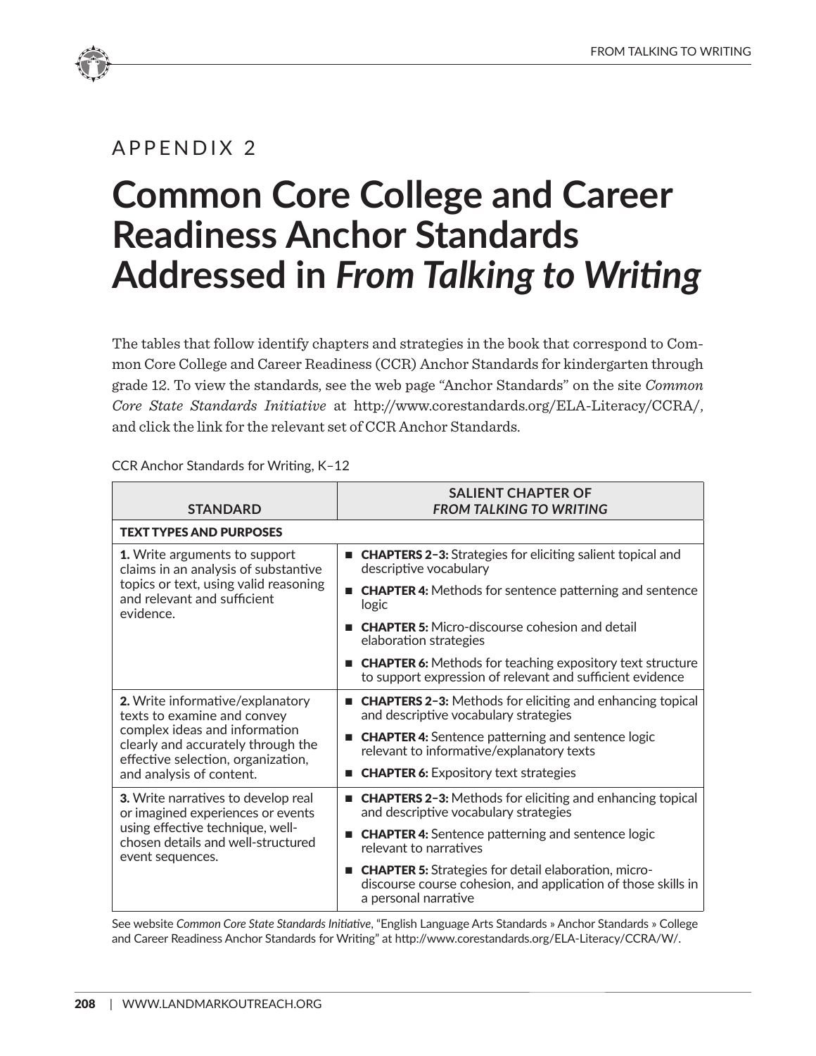APPENDIX 2

# Common Core College and Career Readiness Anchor Standards Addressed in *From Talking to Writing*

The tables that follow identify chapters and strategies in the book that correspond to Common Core College and Career Readiness (CCR) Anchor Standards for kindergarten through grade 12. To view the standards, see the web page "Anchor Standards" on the site *Common Core State Standards Initiative* at http://www.corestandards.org/ELA-Literacy/CCRA/, and click the link for the relevant set of CCR Anchor Standards.

CCR Anchor Standards for Writing, K–12

| STANDARD | SALIENT CHAPTER OF *FROM TALKING TO WRITING* |
|---|---|
| **TEXT TYPES AND PURPOSES** | |
| **1.** Write arguments to support claims in an analysis of substantive topics or text, using valid reasoning and relevant and sufficient evidence. | ■ **CHAPTERS 2–3:** Strategies for eliciting salient topical and descriptive vocabulary<br>■ **CHAPTER 4:** Methods for sentence patterning and sentence logic<br>■ **CHAPTER 5:** Micro-discourse cohesion and detail elaboration strategies<br>■ **CHAPTER 6:** Methods for teaching expository text structure to support expression of relevant and sufficient evidence |
| **2.** Write informative/explanatory texts to examine and convey complex ideas and information clearly and accurately through the effective selection, organization, and analysis of content. | ■ **CHAPTERS 2–3:** Methods for eliciting and enhancing topical and descriptive vocabulary strategies<br>■ **CHAPTER 4:** Sentence patterning and sentence logic relevant to informative/explanatory texts<br>■ **CHAPTER 6:** Expository text strategies |
| **3.** Write narratives to develop real or imagined experiences or events using effective technique, well-chosen details and well-structured event sequences. | ■ **CHAPTERS 2–3:** Methods for eliciting and enhancing topical and descriptive vocabulary strategies<br>■ **CHAPTER 4:** Sentence patterning and sentence logic relevant to narratives<br>■ **CHAPTER 5:** Strategies for detail elaboration, micro-discourse course cohesion, and application of those skills in a personal narrative |

See website *Common Core State Standards Initiative*, "English Language Arts Standards » Anchor Standards » College and Career Readiness Anchor Standards for Writing" at http://www.corestandards.org/ELA-Literacy/CCRA/W/.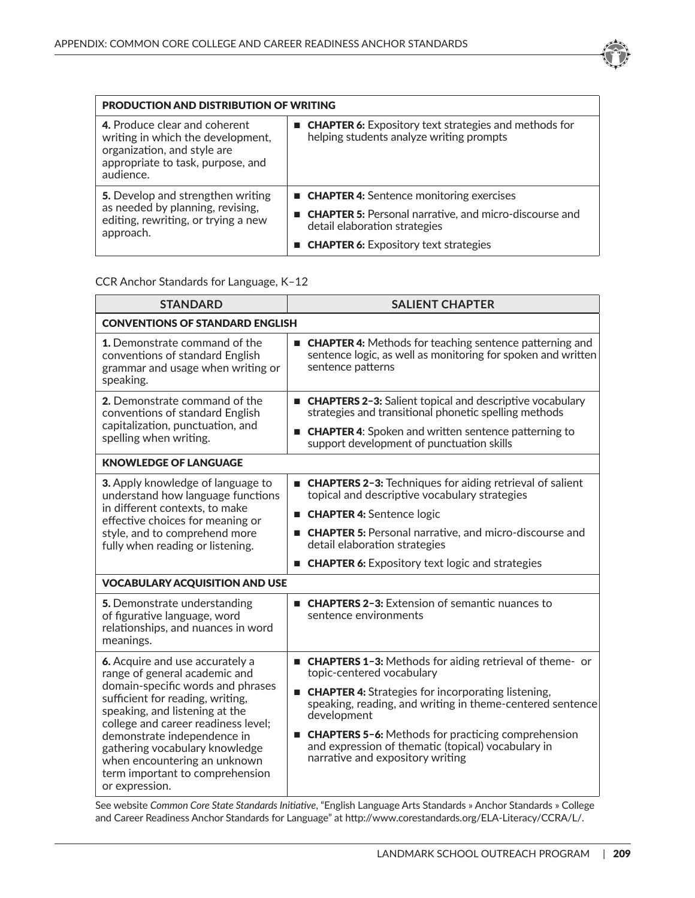| PRODUCTION AND DISTRIBUTION OF WRITING | |
|---|---|
| **4.** Produce clear and coherent writing in which the development, organization, and style are appropriate to task, purpose, and audience. | ■ **CHAPTER 6:** Expository text strategies and methods for helping students analyze writing prompts |
| **5.** Develop and strengthen writing as needed by planning, revising, editing, rewriting, or trying a new approach. | ■ **CHAPTER 4:** Sentence monitoring exercises<br>■ **CHAPTER 5:** Personal narrative, and micro-discourse and detail elaboration strategies<br>■ **CHAPTER 6:** Expository text strategies |

CCR Anchor Standards for Language, K–12

| STANDARD | SALIENT CHAPTER |
|---|---|
| **CONVENTIONS OF STANDARD ENGLISH** | |
| **1.** Demonstrate command of the conventions of standard English grammar and usage when writing or speaking. | ■ **CHAPTER 4:** Methods for teaching sentence patterning and sentence logic, as well as monitoring for spoken and written sentence patterns |
| **2.** Demonstrate command of the conventions of standard English capitalization, punctuation, and spelling when writing. | ■ **CHAPTERS 2–3:** Salient topical and descriptive vocabulary strategies and transitional phonetic spelling methods<br>■ **CHAPTER 4**: Spoken and written sentence patterning to support development of punctuation skills |
| **KNOWLEDGE OF LANGUAGE** | |
| **3.** Apply knowledge of language to understand how language functions in different contexts, to make effective choices for meaning or style, and to comprehend more fully when reading or listening. | ■ **CHAPTERS 2–3:** Techniques for aiding retrieval of salient topical and descriptive vocabulary strategies<br>■ **CHAPTER 4:** Sentence logic<br>■ **CHAPTER 5:** Personal narrative, and micro-discourse and detail elaboration strategies<br>■ **CHAPTER 6:** Expository text logic and strategies |
| **VOCABULARY ACQUISITION AND USE** | |
| **5.** Demonstrate understanding of figurative language, word relationships, and nuances in word meanings. | ■ **CHAPTERS 2–3:** Extension of semantic nuances to sentence environments |
| **6.** Acquire and use accurately a range of general academic and domain-specific words and phrases sufficient for reading, writing, speaking, and listening at the college and career readiness level; demonstrate independence in gathering vocabulary knowledge when encountering an unknown term important to comprehension or expression. | ■ **CHAPTERS 1–3:** Methods for aiding retrieval of theme- or topic-centered vocabulary<br>■ **CHAPTER 4:** Strategies for incorporating listening, speaking, reading, and writing in theme-centered sentence development<br>■ **CHAPTERS 5–6:** Methods for practicing comprehension and expression of thematic (topical) vocabulary in narrative and expository writing |

See website *Common Core State Standards Initiative*, "English Language Arts Standards » Anchor Standards » College and Career Readiness Anchor Standards for Language" at http://www.corestandards.org/ELA-Literacy/CCRA/L/.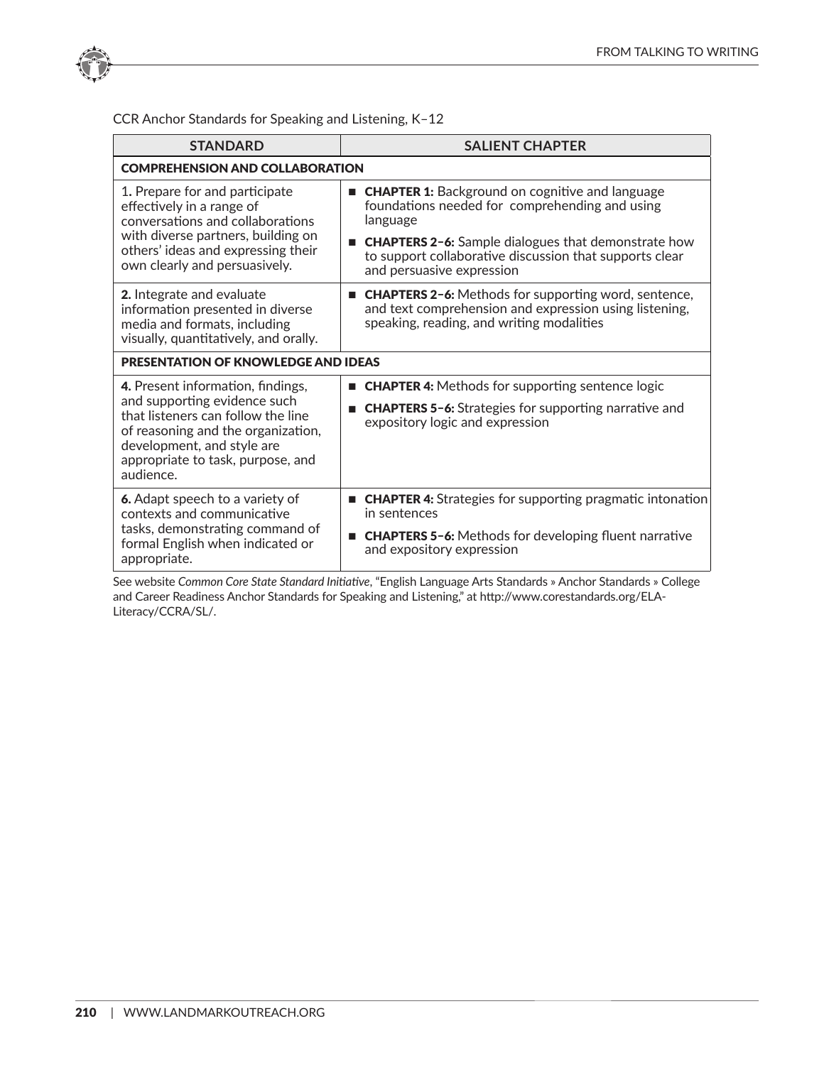CCR Anchor Standards for Speaking and Listening, K–12

| STANDARD | SALIENT CHAPTER |
| --- | --- |
| **COMPREHENSION AND COLLABORATION** | |
| **1.** Prepare for and participate effectively in a range of conversations and collaborations with diverse partners, building on others' ideas and expressing their own clearly and persuasively. | ■ **CHAPTER 1:** Background on cognitive and language foundations needed for comprehending and using language<br>■ **CHAPTERS 2–6:** Sample dialogues that demonstrate how to support collaborative discussion that supports clear and persuasive expression |
| **2.** Integrate and evaluate information presented in diverse media and formats, including visually, quantitatively, and orally. | ■ **CHAPTERS 2–6:** Methods for supporting word, sentence, and text comprehension and expression using listening, speaking, reading, and writing modalities |
| **PRESENTATION OF KNOWLEDGE AND IDEAS** | |
| **4.** Present information, findings, and supporting evidence such that listeners can follow the line of reasoning and the organization, development, and style are appropriate to task, purpose, and audience. | ■ **CHAPTER 4:** Methods for supporting sentence logic<br>■ **CHAPTERS 5–6:** Strategies for supporting narrative and expository logic and expression |
| **6.** Adapt speech to a variety of contexts and communicative tasks, demonstrating command of formal English when indicated or appropriate. | ■ **CHAPTER 4:** Strategies for supporting pragmatic intonation in sentences<br>■ **CHAPTERS 5–6:** Methods for developing fluent narrative and expository expression |

See website *Common Core State Standard Initiative*, "English Language Arts Standards » Anchor Standards » College and Career Readiness Anchor Standards for Speaking and Listening," at http://www.corestandards.org/ELA-Literacy/CCRA/SL/.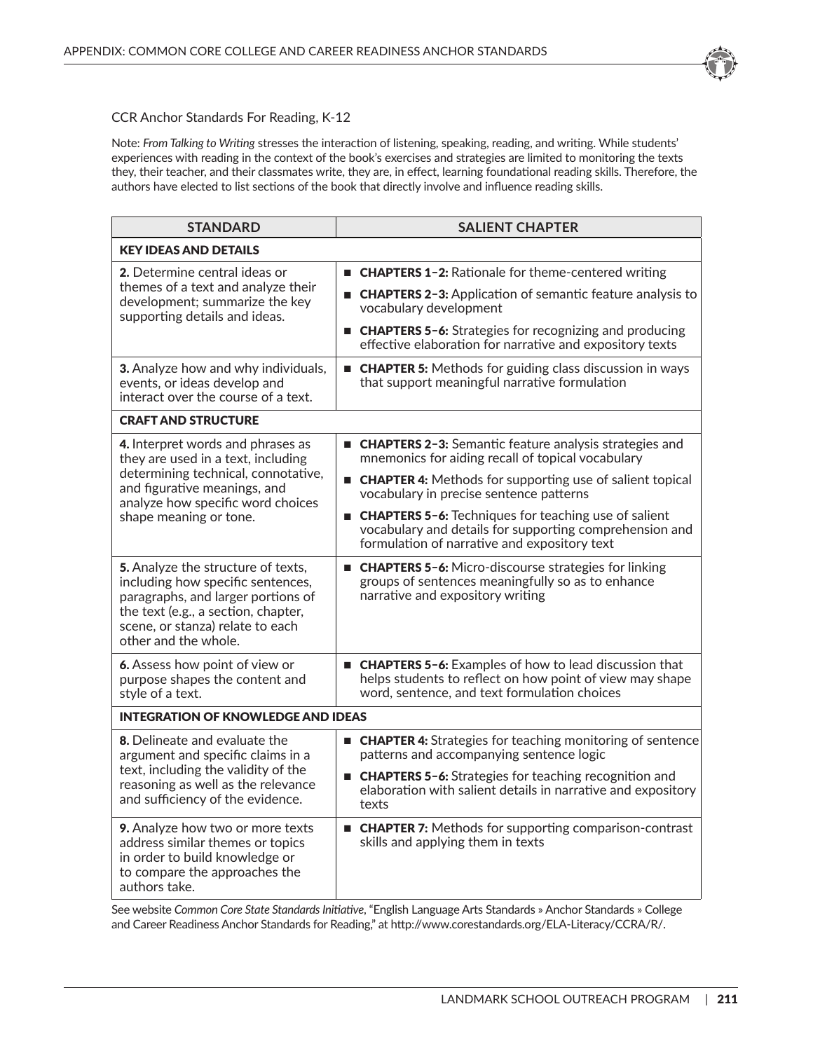CCR Anchor Standards For Reading, K-12

Note: *From Talking to Writing* stresses the interaction of listening, speaking, reading, and writing. While students' experiences with reading in the context of the book's exercises and strategies are limited to monitoring the texts they, their teacher, and their classmates write, they are, in effect, learning foundational reading skills. Therefore, the authors have elected to list sections of the book that directly involve and influence reading skills.

| STANDARD | SALIENT CHAPTER |
|---|---|
| **KEY IDEAS AND DETAILS** | |
| **2.** Determine central ideas or themes of a text and analyze their development; summarize the key supporting details and ideas. | ■ **CHAPTERS 1–2:** Rationale for theme-centered writing<br>■ **CHAPTERS 2–3:** Application of semantic feature analysis to vocabulary development<br>■ **CHAPTERS 5–6:** Strategies for recognizing and producing effective elaboration for narrative and expository texts |
| **3.** Analyze how and why individuals, events, or ideas develop and interact over the course of a text. | ■ **CHAPTER 5:** Methods for guiding class discussion in ways that support meaningful narrative formulation |
| **CRAFT AND STRUCTURE** | |
| **4.** Interpret words and phrases as they are used in a text, including determining technical, connotative, and figurative meanings, and analyze how specific word choices shape meaning or tone. | ■ **CHAPTERS 2–3:** Semantic feature analysis strategies and mnemonics for aiding recall of topical vocabulary<br>■ **CHAPTER 4:** Methods for supporting use of salient topical vocabulary in precise sentence patterns<br>■ **CHAPTERS 5–6:** Techniques for teaching use of salient vocabulary and details for supporting comprehension and formulation of narrative and expository text |
| **5.** Analyze the structure of texts, including how specific sentences, paragraphs, and larger portions of the text (e.g., a section, chapter, scene, or stanza) relate to each other and the whole. | ■ **CHAPTERS 5–6:** Micro-discourse strategies for linking groups of sentences meaningfully so as to enhance narrative and expository writing |
| **6.** Assess how point of view or purpose shapes the content and style of a text. | ■ **CHAPTERS 5–6:** Examples of how to lead discussion that helps students to reflect on how point of view may shape word, sentence, and text formulation choices |
| **INTEGRATION OF KNOWLEDGE AND IDEAS** | |
| **8.** Delineate and evaluate the argument and specific claims in a text, including the validity of the reasoning as well as the relevance and sufficiency of the evidence. | ■ **CHAPTER 4:** Strategies for teaching monitoring of sentence patterns and accompanying sentence logic<br>■ **CHAPTERS 5–6:** Strategies for teaching recognition and elaboration with salient details in narrative and expository texts |
| **9.** Analyze how two or more texts address similar themes or topics in order to build knowledge or to compare the approaches the authors take. | ■ **CHAPTER 7:** Methods for supporting comparison-contrast skills and applying them in texts |

See website *Common Core State Standards Initiative*, "English Language Arts Standards » Anchor Standards » College and Career Readiness Anchor Standards for Reading," at http://www.corestandards.org/ELA-Literacy/CCRA/R/.